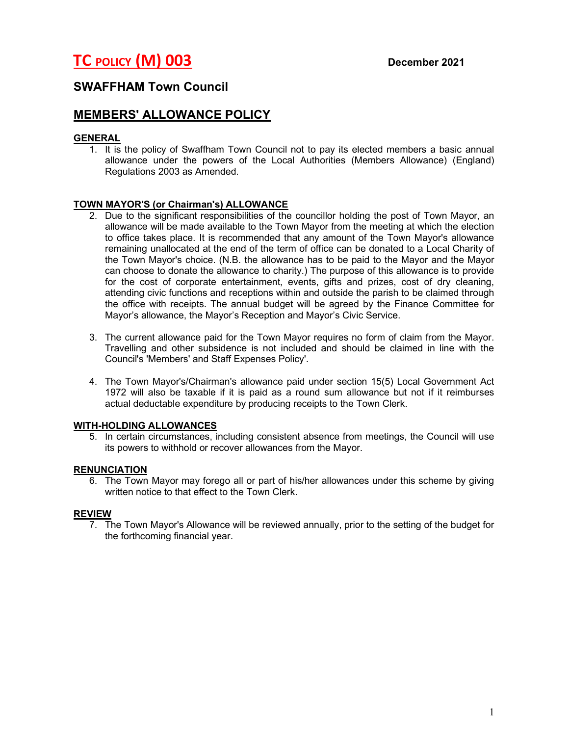# TC POLICY (M) 003

**December 2021**

## SWAFFHAM Town Council

## MEMBERS' ALLOWANCE POLICY

### GENERAL

1. It is the policy of Swaffham Town Council not to pay its elected members a basic annual allowance under the powers of the Local Authorities (Members Allowance) (England) Regulations 2003 as Amended.

### TOWN MAYOR'S (or Chairman's) ALLOWANCE

2. Due to the significant responsibilities of the councillor holding the post of Town Mayor, an allowance will be made available to the Town Mayor from the meeting at which the election to office takes place. It is recommended that any amount of the Town Mayor's allowance remaining unallocated at the end of the term of office can be donated to a Local Charity of the Town Mayor's choice. (N.B. the allowance has to be paid to the Mayor and the Mayor can choose to donate the allowance to charity.) The purpose of this allowance is to provide for the cost of corporate entertainment, events, gifts and prizes, cost of dry cleaning, attending civic functions and receptions within and outside the parish to be claimed through the office with receipts. The annual budget will be agreed by the Finance Committee for Mayor's allowance, the Mayor's Reception and Mayor's Civic Service.

3. The current allowance paid for the Town Mayor requires no form of claim from the Mayor. Travelling and other subsidence is not included and should be claimed in line with the Council's 'Members' and Staff Expenses Policy'.

4. The Town Mayor's/Chairman's allowance paid under section 15(5) Local Government Act 1972 will also be taxable if it is paid as a round sum allowance but not if it reimburses actual deductable expenditure by producing receipts to the Town Clerk.

### WITH-HOLDING ALLOWANCES

5. In certain circumstances, including consistent absence from meetings, the Council will use its powers to withhold or recover allowances from the Mayor.

### RENUNCIATION

6. The Town Mayor may forego all or part of his/her allowances under this scheme by giving written notice to that effect to the Town Clerk.

### REVIEW

7. The Town Mayor's Allowance will be reviewed annually, prior to the setting of the budget for the forthcoming financial year.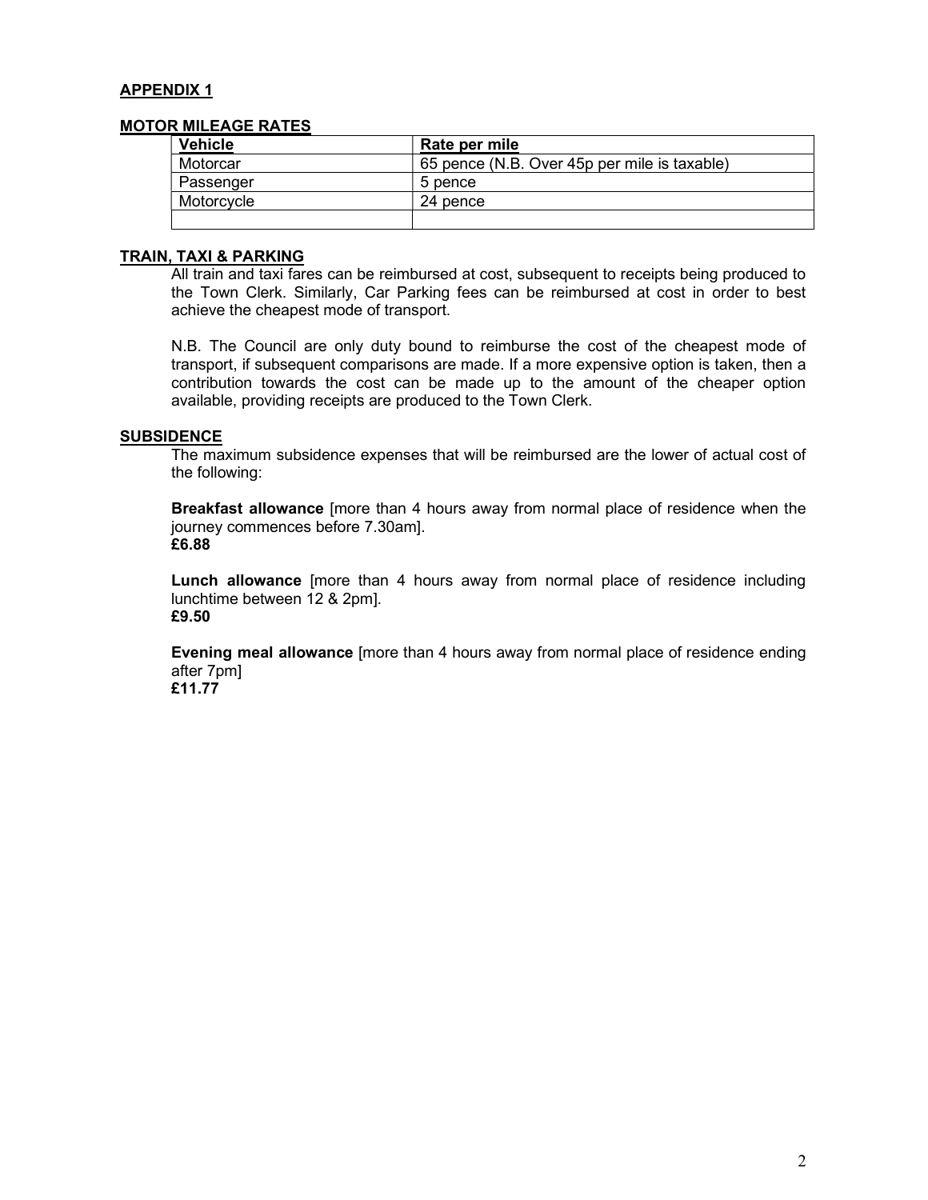## APPENDIX 1

### MOTOR MILEAGE RATES

| Vehicle | Rate per mile |
|---|---|
| Motorcar | 65 pence (N.B. Over 45p per mile is taxable) |
| Passenger | 5 pence |
| Motorcycle | 24 pence |
| | |

### TRAIN, TAXI & PARKING

All train and taxi fares can be reimbursed at cost, subsequent to receipts being produced to the Town Clerk. Similarly, Car Parking fees can be reimbursed at cost in order to best achieve the cheapest mode of transport.

N.B. The Council are only duty bound to reimburse the cost of the cheapest mode of transport, if subsequent comparisons are made. If a more expensive option is taken, then a contribution towards the cost can be made up to the amount of the cheaper option available, providing receipts are produced to the Town Clerk.

### SUBSIDENCE

The maximum subsidence expenses that will be reimbursed are the lower of actual cost of the following:

**Breakfast allowance** [more than 4 hours away from normal place of residence when the journey commences before 7.30am].
**£6.88**

**Lunch allowance** [more than 4 hours away from normal place of residence including lunchtime between 12 & 2pm].
**£9.50**

**Evening meal allowance** [more than 4 hours away from normal place of residence ending after 7pm]
**£11.77**